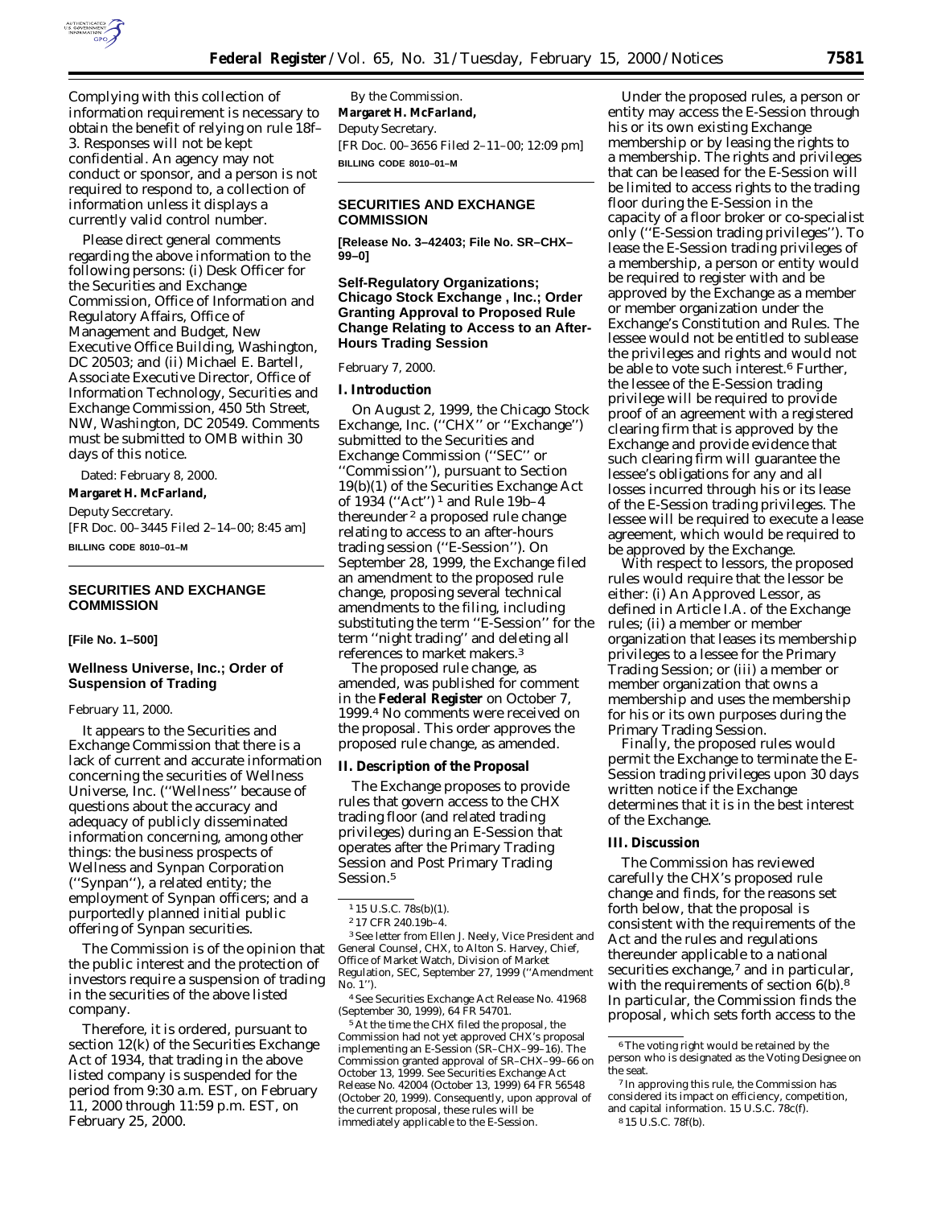Complying with this collection of information requirement is necessary to obtain the benefit of relying on rule 18f–3. Responses will not be kept confidential. An agency may not conduct or sponsor, and a person is not required to respond to, a collection of information unless it displays a currently valid control number.

Please direct general comments regarding the above information to the following persons: (i) Desk Officer for the Securities and Exchange Commission, Office of Information and Regulatory Affairs, Office of Management and Budget, New Executive Office Building, Washington, DC 20503; and (ii) Michael E. Bartell, Associate Executive Director, Office of Information Technology, Securities and Exchange Commission, 450 5th Street, NW, Washington, DC 20549. Comments must be submitted to OMB within 30 days of this notice.

Dated: February 8, 2000.

**Margaret H. McFarland,**

*Deputy Seccretary.*

[FR Doc. 00–3445 Filed 2–14–00; 8:45 am]

**BILLING CODE 8010–01–M**

## SECURITIES AND EXCHANGE COMMISSION

**[File No. 1–500]**

## Wellness Universe, Inc.; Order of Suspension of Trading

February 11, 2000.

It appears to the Securities and Exchange Commission that there is a lack of current and accurate information concerning the securities of Wellness Universe, Inc. (''Wellness'' because of questions about the accuracy and adequacy of publicly disseminated information concerning, among other things: the business prospects of Wellness and Synpan Corporation (''Synpan''), a related entity; the employment of Synpan officers; and a purportedly planned initial public offering of Synpan securities.

The Commission is of the opinion that the public interest and the protection of investors require a suspension of trading in the securities of the above listed company.

Therefore, it is ordered, pursuant to section 12(k) of the Securities Exchange Act of 1934, that trading in the above listed company is suspended for the period from 9:30 a.m. EST, on February 11, 2000 through 11:59 p.m. EST, on February 25, 2000.

By the Commission.

**Margaret H. McFarland,**

*Deputy Secretary.*

[FR Doc. 00–3656 Filed 2–11–00; 12:09 pm]

**BILLING CODE 8010–01–M**

## SECURITIES AND EXCHANGE COMMISSION

**[Release No. 3–42403; File No. SR–CHX–99–0]**

## Self-Regulatory Organizations; Chicago Stock Exchange , Inc.; Order Granting Approval to Proposed Rule Change Relating to Access to an After-Hours Trading Session

February 7, 2000.

### I. Introduction

On August 2, 1999, the Chicago Stock Exchange, Inc. (''CHX'' or ''Exchange'') submitted to the Securities and Exchange Commission (''SEC'' or ''Commission''), pursuant to Section 19(b)(1) of the Securities Exchange Act of 1934 (''Act'')[1] and Rule 19b–4 thereunder[2] a proposed rule change relating to access to an after-hours trading session (''E-Session''). On September 28, 1999, the Exchange filed an amendment to the proposed rule change, proposing several technical amendments to the filing, including substituting the term ''E-Session'' for the term ''night trading'' and deleting all references to market makers.[3]

The proposed rule change, as amended, was published for comment in the **Federal Register** on October 7, 1999.[4] No comments were received on the proposal. This order approves the proposed rule change, as amended.

### II. Description of the Proposal

The Exchange proposes to provide rules that govern access to the CHX trading floor (and related trading privileges) during an E-Session that operates after the Primary Trading Session and Post Primary Trading Session.[5]

Under the proposed rules, a person or entity may access the E-Session through his or its own existing Exchange membership or by leasing the rights to a membership. The rights and privileges that can be leased for the E-Session will be limited to access rights to the trading floor during the E-Session in the capacity of a floor broker or co-specialist only (''E-Session trading privileges''). To lease the E-Session trading privileges of a membership, a person or entity would be required to register with and be approved by the Exchange as a member or member organization under the Exchange's Constitution and Rules. The lessee would not be entitled to sublease the privileges and rights and would not be able to vote such interest.[6] Further, the lessee of the E-Session trading privilege will be required to provide proof of an agreement with a registered clearing firm that is approved by the Exchange and provide evidence that such clearing firm will guarantee the lessee's obligations for any and all losses incurred through his or its lease of the E-Session trading privileges. The lessee will be required to execute a lease agreement, which would be required to be approved by the Exchange.

With respect to lessors, the proposed rules would require that the lessor be either: (i) An Approved Lessor, as defined in Article I.A. of the Exchange rules; (ii) a member or member organization that leases its membership privileges to a lessee for the Primary Trading Session; or (iii) a member or member organization that owns a membership and uses the membership for his or its own purposes during the Primary Trading Session.

Finally, the proposed rules would permit the Exchange to terminate the E-Session trading privileges upon 30 days written notice if the Exchange determines that it is in the best interest of the Exchange.

### III. Discussion

The Commission has reviewed carefully the CHX's proposed rule change and finds, for the reasons set forth below, that the proposal is consistent with the requirements of the Act and the rules and regulations thereunder applicable to a national securities exchange,[7] and in particular, with the requirements of section 6(b).[8] In particular, the Commission finds the proposal, which sets forth access to the

---

[1] 15 U.S.C. 78s(b)(1).

[2] 17 CFR 240.19b–4.

[3] See letter from Ellen J. Neely, Vice President and General Counsel, CHX, to Alton S. Harvey, Chief, Office of Market Watch, Division of Market Regulation, SEC, September 27, 1999 (''Amendment No. 1'').

[4] See Securities Exchange Act Release No. 41968 (September 30, 1999), 64 FR 54701.

[5] At the time the CHX filed the proposal, the Commission had not yet approved CHX's proposal implementing an E-Session (SR–CHX–99–16). The Commission granted approval of SR–CHX–99–66 on October 13, 1999. See Securities Exchange Act Release No. 42004 (October 13, 1999) 64 FR 56548 (October 20, 1999). Consequently, upon approval of the current proposal, these rules will be immediately applicable to the E-Session.

[6] The voting right would be retained by the person who is designated as the Voting Designee on the seat.

[7] In approving this rule, the Commission has considered its impact on efficiency, competition, and capital information. 15 U.S.C. 78c(f).

[8] 15 U.S.C. 78f(b).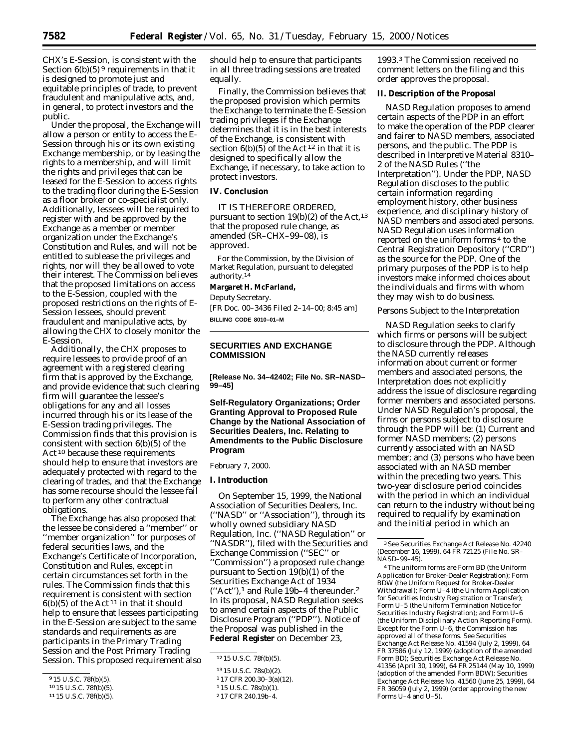CHX's E-Session, is consistent with the Section 6(b)(5) [9] requirements in that it is designed to promote just and equitable principles of trade, to prevent fraudulent and manipulative acts, and, in general, to protect investors and the public.

Under the proposal, the Exchange will allow a person or entity to access the E-Session through his or its own existing Exchange membership, or by leasing the rights to a membership, and will limit the rights and privileges that can be leased for the E-Session to access rights to the trading floor during the E-Session as a floor broker or co-specialist only. Additionally, lessees will be required to register with and be approved by the Exchange as a member or member organization under the Exchange's Constitution and Rules, and will not be entitled to sublease the privileges and rights, nor will they be allowed to vote their interest. The Commission believes that the proposed limitations on access to the E-Session, coupled with the proposed restrictions on the rights of E-Session lessees, should prevent fraudulent and manipulative acts, by allowing the CHX to closely monitor the E-Session.

Additionally, the CHX proposes to require lessees to provide proof of an agreement with a registered clearing firm that is approved by the Exchange, and provide evidence that such clearing firm will guarantee the lessee's obligations for any and all losses incurred through his or its lease of the E-Session trading privileges. The Commission finds that this provision is consistent with section 6(b)(5) of the Act [10] because these requirements should help to ensure that investors are adequately protected with regard to the clearing of trades, and that the Exchange has some recourse should the lessee fail to perform any other contractual obligations.

The Exchange has also proposed that the lessee be considered a "member" or "member organization" for purposes of federal securities laws, and the Exchange's Certificate of Incorporation, Constitution and Rules, except in certain circumstances set forth in the rules. The Commission finds that this requirement is consistent with section 6(b)(5) of the Act [11] in that it should help to ensure that lessees participating in the E-Session are subject to the same standards and requirements as are participants in the Primary Trading Session and the Post Primary Trading Session. This proposed requirement also should help to ensure that participants in all three trading sessions are treated equally.

Finally, the Commission believes that the proposed provision which permits the Exchange to terminate the E-Session trading privileges if the Exchange determines that it is in the best interests of the Exchange, is consistent with section 6(b)(5) of the Act [12] in that it is designed to specifically allow the Exchange, if necessary, to take action to protect investors.

## IV. Conclusion

IT IS THEREFORE ORDERED, pursuant to section 19(b)(2) of the Act,[13] that the proposed rule change, as amended (SR–CHX–99–08), is approved.

For the Commission, by the Division of Market Regulation, pursuant to delegated authority.[14]

**Margaret H. McFarland,**
*Deputy Secretary.*

[FR Doc. 00–3436 Filed 2–14–00; 8:45 am]

**BILLING CODE 8010–01–M**

---

## SECURITIES AND EXCHANGE COMMISSION

**[Release No. 34–42402; File No. SR–NASD–99–45]**

## Self-Regulatory Organizations; Order Granting Approval to Proposed Rule Change by the National Association of Securities Dealers, Inc. Relating to Amendments to the Public Disclosure Program

February 7, 2000.

### I. Introduction

On September 15, 1999, the National Association of Securities Dealers, Inc. ("NASD" or "Association"), through its wholly owned subsidiary NASD Regulation, Inc. ("NASD Regulation" or "NASDR"), filed with the Securities and Exchange Commission ("SEC" or "Commission") a proposed rule change pursuant to Section 19(b)(1) of the Securities Exchange Act of 1934 ("Act"),[1] and Rule 19b–4 thereunder.[2] In its proposal, NASD Regulation seeks to amend certain aspects of the Public Disclosure Program ("PDP"). Notice of the Proposal was published in the **Federal Register** on December 23, 1993.[3] The Commission received no comment letters on the filing and this order approves the proposal.

### II. Description of the Proposal

NASD Regulation proposes to amend certain aspects of the PDP in an effort to make the operation of the PDP clearer and fairer to NASD members, associated persons, and the public. The PDP is described in Interpretive Material 8310–2 of the NASD Rules ("the Interpretation"). Under the PDP, NASD Regulation discloses to the public certain information regarding employment history, other business experience, and disciplinary history of NASD members and associated persons. NASD Regulation uses information reported on the uniform forms [4] to the Central Registration Depository ("CRD") as the source for the PDP. One of the primary purposes of the PDP is to help investors make informed choices about the individuals and firms with whom they may wish to do business.

*Persons Subject to the Interpretation*

NASD Regulation seeks to clarify which firms or persons will be subject to disclosure through the PDP. Although the NASD currently releases information about current or former members and associated persons, the Interpretation does not explicitly address the issue of disclosure regarding former members and associated persons. Under NASD Regulation's proposal, the firms or persons subject to disclosure through the PDP will be: (1) Current and former NASD members; (2) persons currently associated with an NASD member; and (3) persons who have been associated with an NASD member within the preceding two years. This two-year disclosure period coincides with the period in which an individual can return to the industry without being required to requalify by examination and the initial period in which an

---

[9] 15 U.S.C. 78f(b)(5).

[10] 15 U.S.C. 78f(b)(5).

[11] 15 U.S.C. 78f(b)(5).

[12] 15 U.S.C. 78f(b)(5).

[13] 15 U.S.C. 78s(b)(2).

[14] 17 CFR 200.30–3(a)(12).

[1] 15 U.S.C. 78s(b)(1).

[2] 17 CFR 240.19b–4.

[3] See Securities Exchange Act Release No. 42240 (December 16, 1999), 64 FR 72125 (File No. SR–NASD–99–45).

[4] The uniform forms are Form BD (the Uniform Application for Broker-Dealer Registration); Form BDW (the Uniform Request for Broker-Dealer Withdrawal); Form U–4 (the Uniform Application for Securities Industry Registration or Transfer); Form U–5 (the Uniform Termination Notice for Securities Industry Registration); and Form U–6 (the Uniform Disciplinary Action Reporting Form). Except for the Form U–6, the Commission has approved all of these forms. See Securities Exchange Act Release No. 41594 (July 2, 1999), 64 FR 37586 (July 12, 1999) (adoption of the amended Form BD); Securities Exchange Act Release No. 41356 (April 30, 1999), 64 FR 25144 (May 10, 1999) (adoption of the amended Form BDW); Securities Exchange Act Release No. 41560 (June 25, 1999), 64 FR 36059 (July 2, 1999) (order approving the new Forms U–4 and U–5).